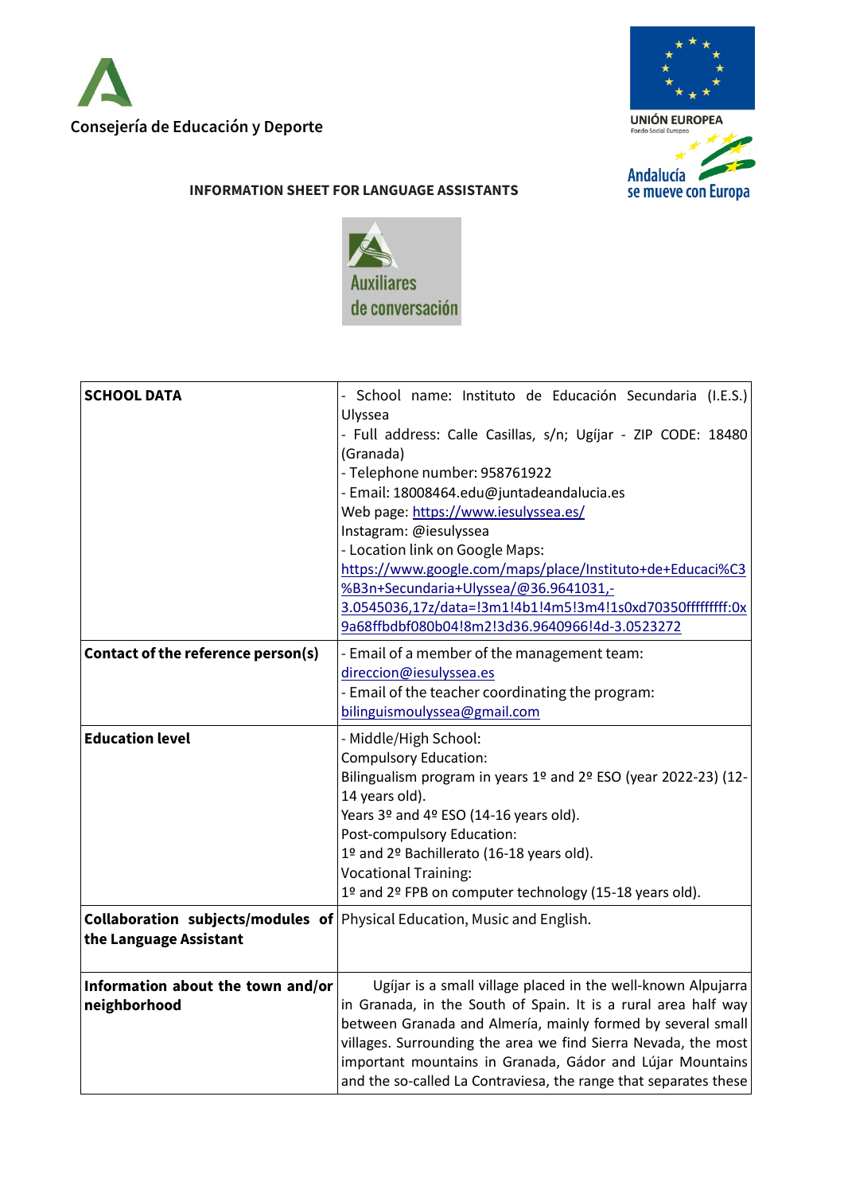Consejería de Educación y Deporte

UNIÓN EUROPEA
Fondo Social Europeo

Andalucía se mueve con Europa

## INFORMATION SHEET FOR LANGUAGE ASSISTANTS

Auxiliares de conversación

| SCHOOL DATA | - School name: Instituto de Educación Secundaria (I.E.S.) Ulyssea<br>- Full address: Calle Casillas, s/n; Ugíjar - ZIP CODE: 18480 (Granada)<br>- Telephone number: 958761922<br>- Email: 18008464.edu@juntadeandalucia.es<br>Web page: https://www.iesulyssea.es/<br>Instagram: @iesulyssea<br>- Location link on Google Maps: https://www.google.com/maps/place/Instituto+de+Educaci%C3%B3n+Secundaria+Ulyssea/@36.9641031,-3.0545036,17z/data=!3m1!4b1!4m5!3m4!1s0xd70350ffffffff:0x9a68ffbdbf080b04!8m2!3d36.9640966!4d-3.0523272 |
|---|---|
| **Contact of the reference person(s)** | - Email of a member of the management team: direccion@iesulyssea.es<br>- Email of the teacher coordinating the program: bilinguismoulyssea@gmail.com |
| **Education level** | - Middle/High School:<br>Compulsory Education:<br>Bilingualism program in years 1º and 2º ESO (year 2022-23) (12-14 years old).<br>Years 3º and 4º ESO (14-16 years old).<br>Post-compulsory Education:<br>1º and 2º Bachillerato (16-18 years old).<br>Vocational Training:<br>1º and 2º FPB on computer technology (15-18 years old). |
| **Collaboration subjects/modules of the Language Assistant** | Physical Education, Music and English. |
| **Information about the town and/or neighborhood** | Ugíjar is a small village placed in the well-known Alpujarra in Granada, in the South of Spain. It is a rural area half way between Granada and Almería, mainly formed by several small villages. Surrounding the area we find Sierra Nevada, the most important mountains in Granada, Gádor and Lújar Mountains and the so-called La Contraviesa, the range that separates these |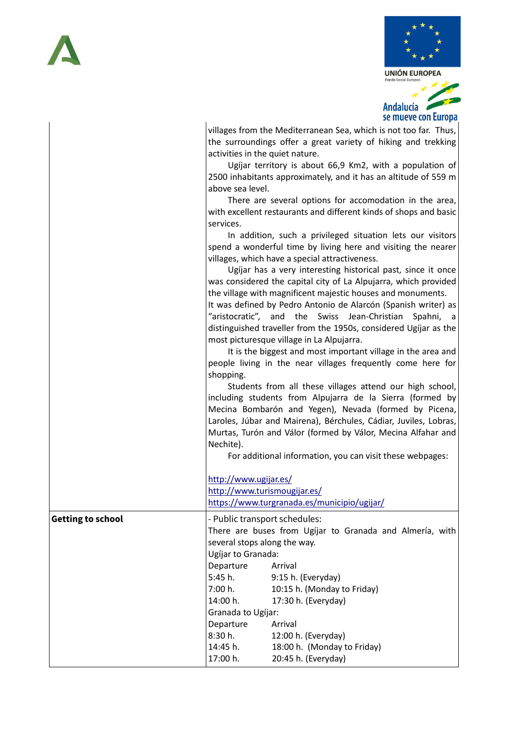| | |
|---|---|
| | villages from the Mediterranean Sea, which is not too far. Thus, the surroundings offer a great variety of hiking and trekking activities in the quiet nature.<br>Ugíjar territory is about 66,9 Km2, with a population of 2500 inhabitants approximately, and it has an altitude of 559 m above sea level.<br>There are several options for accomodation in the area, with excellent restaurants and different kinds of shops and basic services.<br>In addition, such a privileged situation lets our visitors spend a wonderful time by living here and visiting the nearer villages, which have a special attractiveness.<br>Ugíjar has a very interesting historical past, since it once was considered the capital city of La Alpujarra, which provided the village with magnificent majestic houses and monuments.<br>It was defined by Pedro Antonio de Alarcón (Spanish writer) as "aristocratic", and the Swiss Jean-Christian Spahni, a distinguished traveller from the 1950s, considered Ugíjar as the most picturesque village in La Alpujarra.<br>It is the biggest and most important village in the area and people living in the near villages frequently come here for shopping.<br>Students from all these villages attend our high school, including students from Alpujarra de la Sierra (formed by Mecina Bombarón and Yegen), Nevada (formed by Picena, Laroles, Júbar and Mairena), Bérchules, Cádiar, Juviles, Lobras, Murtas, Turón and Válor (formed by Válor, Mecina Alfahar and Nechite).<br>For additional information, you can visit these webpages:<br><br>http://www.ugijar.es/<br>http://www.turismougijar.es/<br>https://www.turgranada.es/municipio/ugijar/ |
| **Getting to school** | - Public transport schedules:<br>There are buses from Ugíjar to Granada and Almería, with several stops along the way.<br>Ugíjar to Granada:<br>Departure Arrival<br>5:45 h. 9:15 h. (Everyday)<br>7:00 h. 10:15 h. (Monday to Friday)<br>14:00 h. 17:30 h. (Everyday)<br>Granada to Ugíjar:<br>Departure Arrival<br>8:30 h. 12:00 h. (Everyday)<br>14:45 h. 18:00 h. (Monday to Friday)<br>17:00 h. 20:45 h. (Everyday) |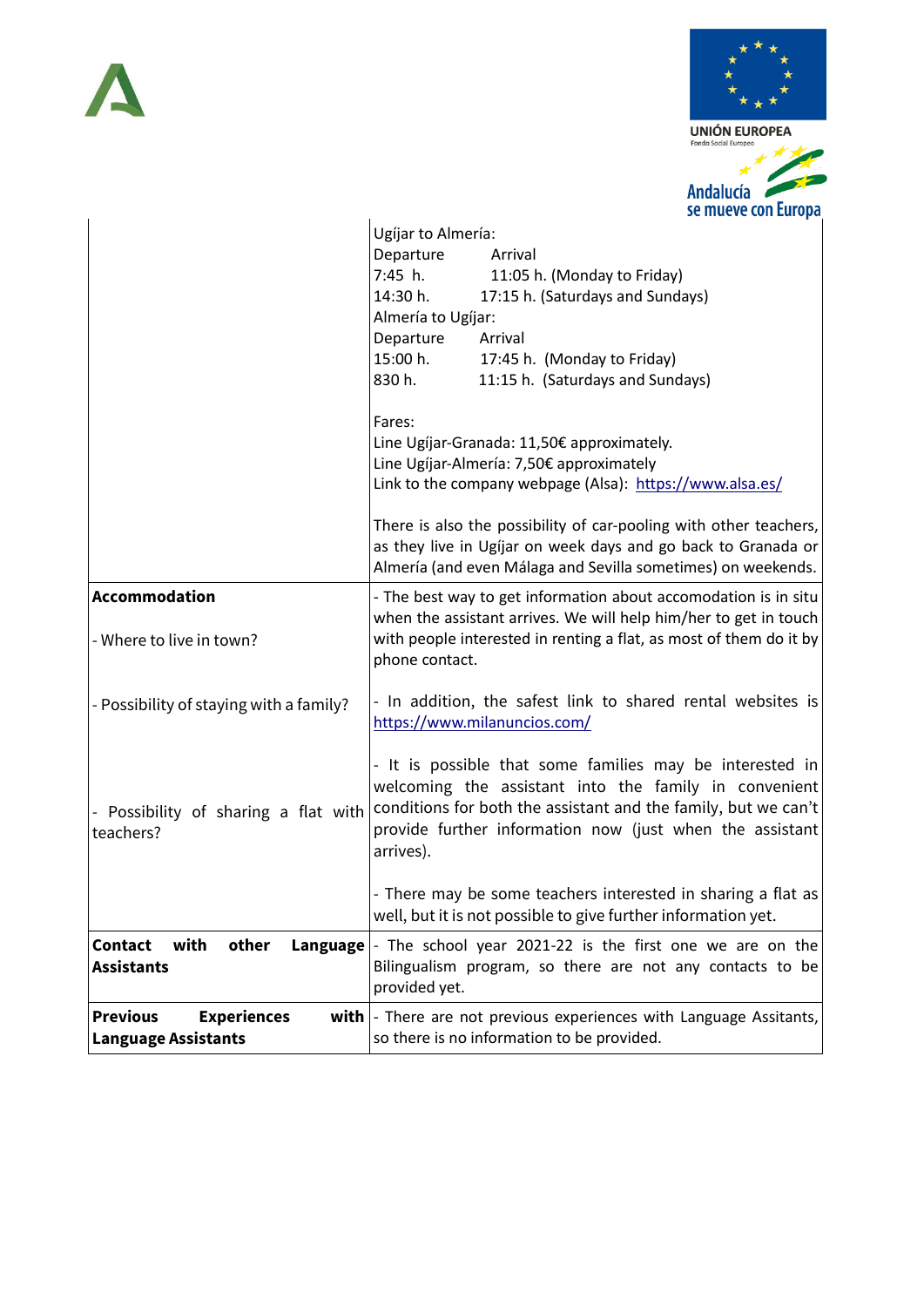| | |
|---|---|
| | Ugíjar to Almería:<br>Departure Arrival<br>7:45 h. 11:05 h. (Monday to Friday)<br>14:30 h. 17:15 h. (Saturdays and Sundays)<br>Almería to Ugíjar:<br>Departure Arrival<br>15:00 h. 17:45 h. (Monday to Friday)<br>830 h. 11:15 h. (Saturdays and Sundays)<br><br>Fares:<br>Line Ugíjar-Granada: 11,50€ approximately.<br>Line Ugíjar-Almería: 7,50€ approximately<br>Link to the company webpage (Alsa): https://www.alsa.es/<br><br>There is also the possibility of car-pooling with other teachers, as they live in Ugíjar on week days and go back to Granada or Almería (and even Málaga and Sevilla sometimes) on weekends. |
| **Accommodation**<br><br>- Where to live in town?<br><br>- Possibility of staying with a family?<br><br>- Possibility of sharing a flat with teachers? | - The best way to get information about accomodation is in situ when the assistant arrives. We will help him/her to get in touch with people interested in renting a flat, as most of them do it by phone contact.<br><br>- In addition, the safest link to shared rental websites is https://www.milanuncios.com/<br><br>- It is possible that some families may be interested in welcoming the assistant into the family in convenient conditions for both the assistant and the family, but we can't provide further information now (just when the assistant arrives).<br><br>- There may be some teachers interested in sharing a flat as well, but it is not possible to give further information yet. |
| **Contact with other Language Assistants** | - The school year 2021-22 is the first one we are on the Bilingualism program, so there are not any contacts to be provided yet. |
| **Previous Experiences with Language Assistants** | - There are not previous experiences with Language Assitants, so there is no information to be provided. |